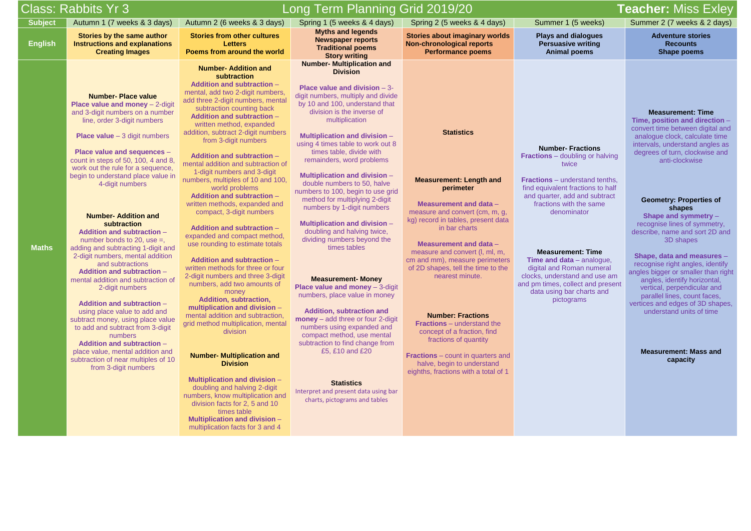# Class: Rabbits Yr 3 — Long Term Planning Grid 2019/20 — **Teacher:** Miss Exley

| Subject | Autumn 1 (7 weeks & 3 days) | Autumn 2 (6 weeks & 3 days) | Spring 1 (5 weeks & 4 days) | Spring 2 (5 weeks & 4 days) | Summer 1 (5 weeks) | Summer 2 (7 weeks & 2 days) |
|---|---|---|---|---|---|---|
| **English** | **Stories by the same author**<br>**Instructions and explanations**<br>**Creating Images** | **Stories from other cultures**<br>**Letters**<br>**Poems from around the world** | **Myths and legends**<br>**Newspaper reports**<br>**Traditional poems**<br>**Story writing** | **Stories about imaginary worlds**<br>**Non-chronological reports**<br>**Performance poems** | **Plays and dialogues**<br>**Persuasive writing**<br>**Animal poems** | **Adventure stories**<br>**Recounts**<br>**Shape poems** |
| **Maths** | **Number- Place value**<br>**Place value and money** – 2-digit and 3-digit numbers on a number line, order 3-digit numbers<br><br>**Place value** – 3 digit numbers<br><br>**Place value and sequences** – count in steps of 50, 100, 4 and 8, work out the rule for a sequence, begin to understand place value in 4-digit numbers<br><br>**Number- Addition and subtraction**<br>**Addition and subtraction** – number bonds to 20, use =, adding and subtracting 1-digit and 2-digit numbers, mental addition and subtractions<br>**Addition and subtraction** – mental addition and subtraction of 2-digit numbers<br><br>**Addition and subtraction** – using place value to add and subtract money, using place value to add and subtract from 3-digit numbers<br>**Addition and subtraction** – place value, mental addition and subtraction of near multiples of 10 from 3-digit numbers | **Number- Addition and subtraction**<br>**Addition and subtraction** – mental, add two 2-digit numbers, add three 2-digit numbers, mental subtraction counting back<br>**Addition and subtraction** – written method, expanded addition, subtract 2-digit numbers from 3-digit numbers<br><br>**Addition and subtraction** – mental addition and subtraction of 1-digit numbers and 3-digit numbers, multiples of 10 and 100, world problems<br>**Addition and subtraction** – written methods, expanded and compact, 3-digit numbers<br><br>**Addition and subtraction** – expanded and compact method, use rounding to estimate totals<br><br>**Addition and subtraction** – written methods for three or four 2-digit numbers and three 3-digit numbers, add two amounts of money<br>**Addition, subtraction, multiplication and division** – mental addition and subtraction, grid method multiplication, mental division<br><br>**Number- Multiplication and Division**<br><br>**Multiplication and division** – doubling and halving 2-digit numbers, know multiplication and division facts for 2, 5 and 10 times table<br>**Multiplication and division** – multiplication facts for 3 and 4 | **Number- Multiplication and Division**<br><br>**Place value and division** – 3-digit numbers, multiply and divide by 10 and 100, understand that division is the inverse of multiplication<br><br>**Multiplication and division** – using 4 times table to work out 8 times table, divide with remainders, word problems<br><br>**Multiplication and division** – double numbers to 50, halve numbers to 100, begin to use grid method for multiplying 2-digit numbers by 1-digit numbers<br><br>**Multiplication and division** – doubling and halving twice, dividing numbers beyond the times tables<br><br>**Measurement- Money**<br>**Place value and money** – 3-digit numbers, place value in money<br><br>**Addition, subtraction and money** – add three or four 2-digit numbers using expanded and compact method, use mental subtraction to find change from £5, £10 and £20<br><br>**Statistics**<br>Interpret and present data using bar charts, pictograms and tables | **Statistics**<br><br>**Measurement: Length and perimeter**<br><br>**Measurement and data** – measure and convert (cm, m, g, kg) record in tables, present data in bar charts<br><br>**Measurement and data** – measure and convert (l, ml, m, cm and mm), measure perimeters of 2D shapes, tell the time to the nearest minute.<br><br>**Number: Fractions**<br>**Fractions** – understand the concept of a fraction, find fractions of quantity<br><br>**Fractions** – count in quarters and halve, begin to understand eighths, fractions with a total of 1 | **Number- Fractions**<br>**Fractions** – doubling or halving twice<br><br>**Fractions** – understand tenths, find equivalent fractions to half and quarter, add and subtract fractions with the same denominator<br><br>**Measurement: Time**<br>**Time and data** – analogue, digital and Roman numeral clocks, understand and use am and pm times, collect and present data using bar charts and pictograms | **Measurement: Time**<br>**Time, position and direction** – convert time between digital and analogue clock, calculate time intervals, understand angles as degrees of turn, clockwise and anti-clockwise<br><br>**Geometry: Properties of shapes**<br>**Shape and symmetry** – recognise lines of symmetry, describe, name and sort 2D and 3D shapes<br><br>**Shape, data and measures** – recognise right angles, identify angles bigger or smaller than right angles, identify horizontal, vertical, perpendicular and parallel lines, count faces, vertices and edges of 3D shapes, understand units of time<br><br>**Measurement: Mass and capacity** |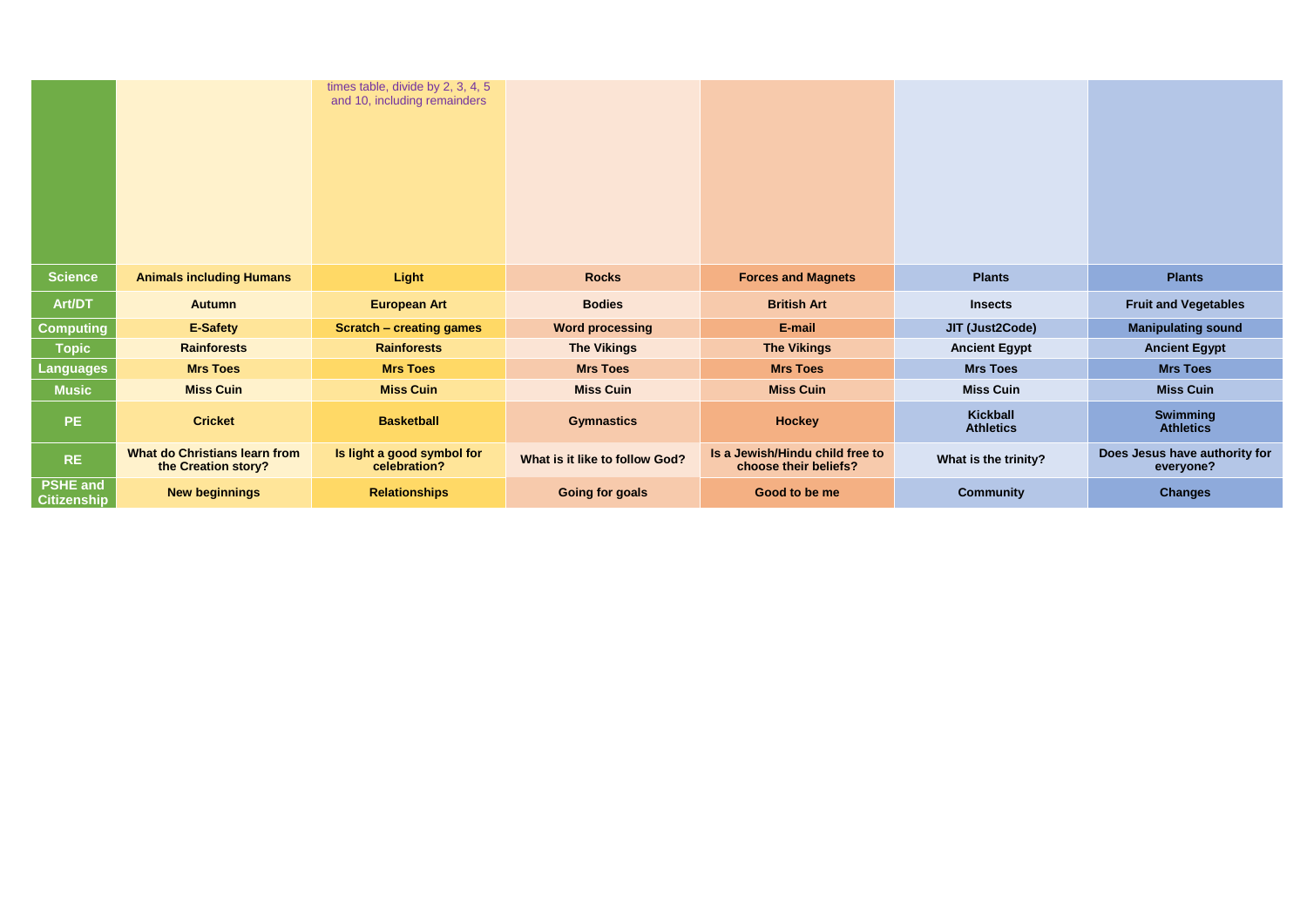| | | | | | | |
|---|---|---|---|---|---|---|
| | | times table, divide by 2, 3, 4, 5 and 10, including remainders | | | | |
| **Science** | **Animals including Humans** | **Light** | **Rocks** | **Forces and Magnets** | **Plants** | **Plants** |
| **Art/DT** | **Autumn** | **European Art** | **Bodies** | **British Art** | **Insects** | **Fruit and Vegetables** |
| **Computing** | **E-Safety** | **Scratch – creating games** | **Word processing** | **E-mail** | **JIT (Just2Code)** | **Manipulating sound** |
| **Topic** | **Rainforests** | **Rainforests** | **The Vikings** | **The Vikings** | **Ancient Egypt** | **Ancient Egypt** |
| **Languages** | **Mrs Toes** | **Mrs Toes** | **Mrs Toes** | **Mrs Toes** | **Mrs Toes** | **Mrs Toes** |
| **Music** | **Miss Cuin** | **Miss Cuin** | **Miss Cuin** | **Miss Cuin** | **Miss Cuin** | **Miss Cuin** |
| **PE** | **Cricket** | **Basketball** | **Gymnastics** | **Hockey** | **Kickball Athletics** | **Swimming Athletics** |
| **RE** | **What do Christians learn from the Creation story?** | **Is light a good symbol for celebration?** | **What is it like to follow God?** | **Is a Jewish/Hindu child free to choose their beliefs?** | **What is the trinity?** | **Does Jesus have authority for everyone?** |
| **PSHE and Citizenship** | **New beginnings** | **Relationships** | **Going for goals** | **Good to be me** | **Community** | **Changes** |